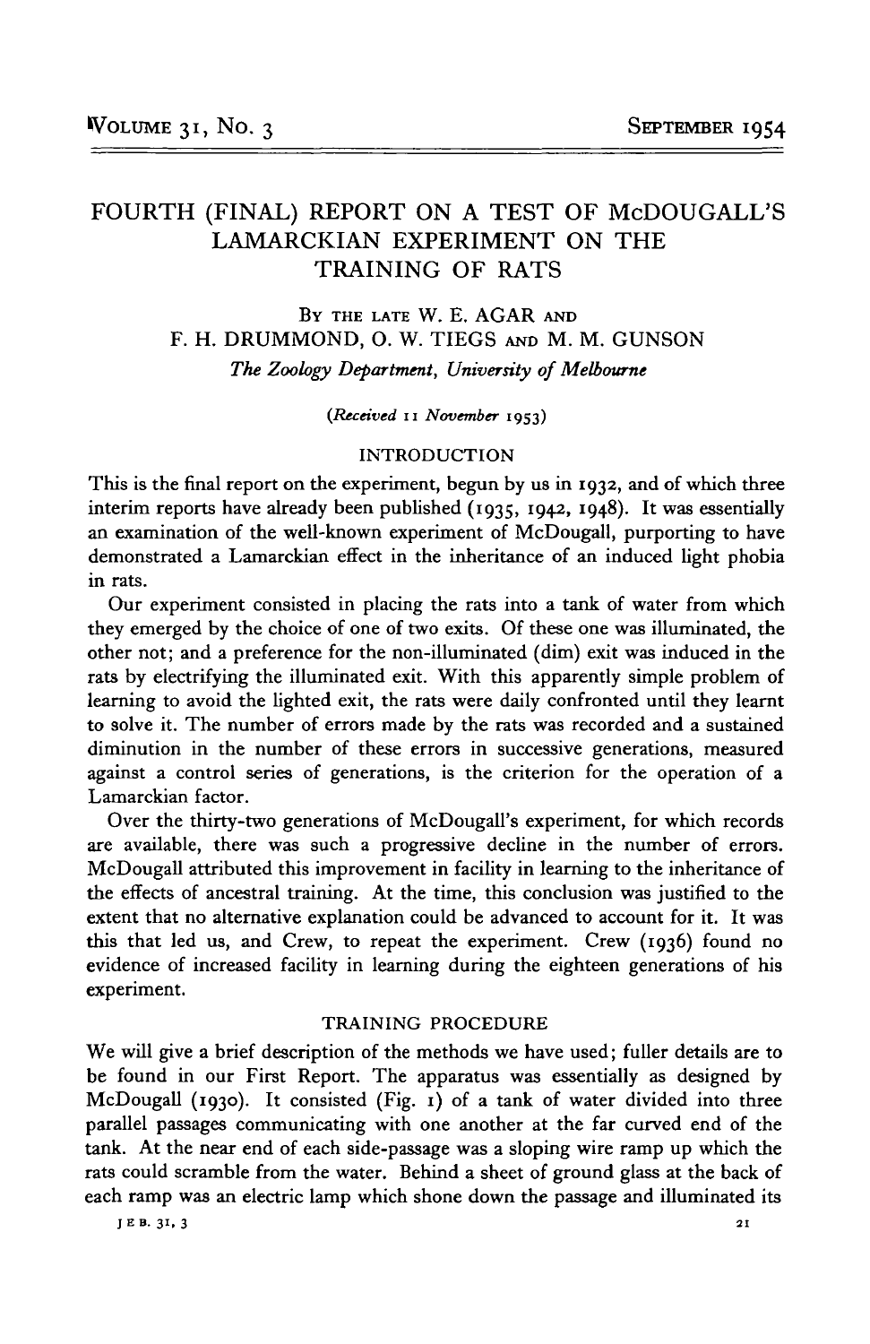# FOURTH (FINAL) REPORT ON A TEST OF McDOUGALL'S LAMARCKIAN EXPERIMENT ON THE TRAINING OF RATS

By the late W. E. AGAR and F. H. DRUMMOND, O. W. TIEGS and M. M. GUNSON

*The Zoology Department, University of Melbourne*

*(Received 11 November 1953)*

## INTRODUCTION

This is the final report on the experiment, begun by us in 1932, and of which three interim reports have already been published (1935, 1942, 1948). It was essentially an examination of the well-known experiment of McDougall, purporting to have demonstrated a Lamarckian effect in the inheritance of an induced light phobia in rats.

Our experiment consisted in placing the rats into a tank of water from which they emerged by the choice of one of two exits. Of these one was illuminated, the other not; and a preference for the non-illuminated (dim) exit was induced in the rats by electrifying the illuminated exit. With this apparently simple problem of learning to avoid the lighted exit, the rats were daily confronted until they learnt to solve it. The number of errors made by the rats was recorded and a sustained diminution in the number of these errors in successive generations, measured against a control series of generations, is the criterion for the operation of a Lamarckian factor.

Over the thirty-two generations of McDougall's experiment, for which records are available, there was such a progressive decline in the number of errors. McDougall attributed this improvement in facility in learning to the inheritance of the effects of ancestral training. At the time, this conclusion was justified to the extent that no alternative explanation could be advanced to account for it. It was this that led us, and Crew, to repeat the experiment. Crew (1936) found no evidence of increased facility in learning during the eighteen generations of his experiment.

## TRAINING PROCEDURE

We will give a brief description of the methods we have used; fuller details are to be found in our First Report. The apparatus was essentially as designed by McDougall (1930). It consisted (Fig. 1) of a tank of water divided into three parallel passages communicating with one another at the far curved end of the tank. At the near end of each side-passage was a sloping wire ramp up which the rats could scramble from the water. Behind a sheet of ground glass at the back of each ramp was an electric lamp which shone down the passage and illuminated its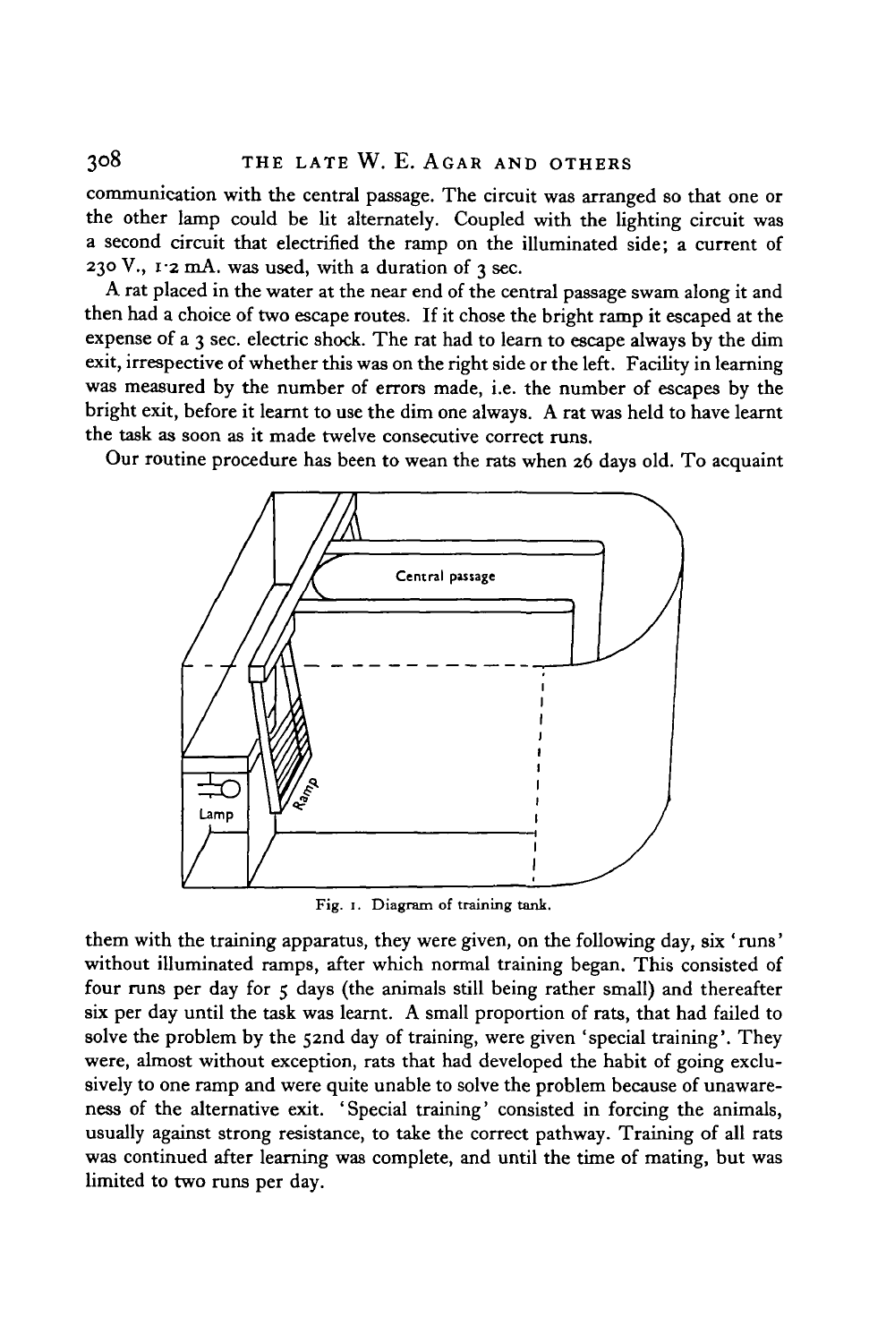communication with the central passage. The circuit was arranged so that one or the other lamp could be lit alternately. Coupled with the lighting circuit was a second circuit that electrified the ramp on the illuminated side; a current of 230 V., 1·2 mA. was used, with a duration of 3 sec.

A rat placed in the water at the near end of the central passage swam along it and then had a choice of two escape routes. If it chose the bright ramp it escaped at the expense of a 3 sec. electric shock. The rat had to learn to escape always by the dim exit, irrespective of whether this was on the right side or the left. Facility in learning was measured by the number of errors made, i.e. the number of escapes by the bright exit, before it learnt to use the dim one always. A rat was held to have learnt the task as soon as it made twelve consecutive correct runs.

Our routine procedure has been to wean the rats when 26 days old. To acquaint them with the training apparatus, they were given, on the following day, six 'runs' without illuminated ramps, after which normal training began. This consisted of four runs per day for 5 days (the animals still being rather small) and thereafter six per day until the task was learnt. A small proportion of rats, that had failed to solve the problem by the 52nd day of training, were given 'special training'. They were, almost without exception, rats that had developed the habit of going exclusively to one ramp and were quite unable to solve the problem because of unawareness of the alternative exit. 'Special training' consisted in forcing the animals, usually against strong resistance, to take the correct pathway. Training of all rats was continued after learning was complete, and until the time of mating, but was limited to two runs per day.

Fig. 1. Diagram of training tank.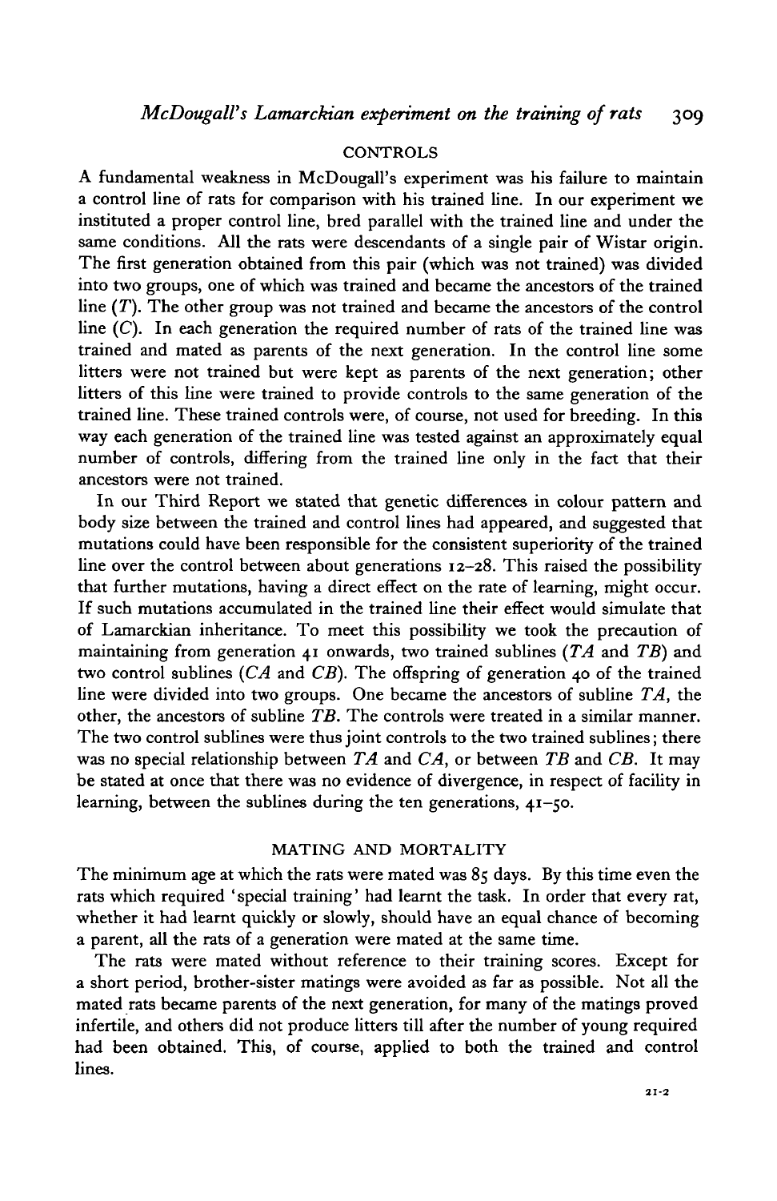## CONTROLS

A fundamental weakness in McDougall's experiment was his failure to maintain a control line of rats for comparison with his trained line. In our experiment we instituted a proper control line, bred parallel with the trained line and under the same conditions. All the rats were descendants of a single pair of Wistar origin. The first generation obtained from this pair (which was not trained) was divided into two groups, one of which was trained and became the ancestors of the trained line (*T*). The other group was not trained and became the ancestors of the control line (*C*). In each generation the required number of rats of the trained line was trained and mated as parents of the next generation. In the control line some litters were not trained but were kept as parents of the next generation; other litters of this line were trained to provide controls to the same generation of the trained line. These trained controls were, of course, not used for breeding. In this way each generation of the trained line was tested against an approximately equal number of controls, differing from the trained line only in the fact that their ancestors were not trained.

In our Third Report we stated that genetic differences in colour pattern and body size between the trained and control lines had appeared, and suggested that mutations could have been responsible for the consistent superiority of the trained line over the control between about generations 12–28. This raised the possibility that further mutations, having a direct effect on the rate of learning, might occur. If such mutations accumulated in the trained line their effect would simulate that of Lamarckian inheritance. To meet this possibility we took the precaution of maintaining from generation 41 onwards, two trained sublines (*TA* and *TB*) and two control sublines (*CA* and *CB*). The offspring of generation 40 of the trained line were divided into two groups. One became the ancestors of subline *TA*, the other, the ancestors of subline *TB*. The controls were treated in a similar manner. The two control sublines were thus joint controls to the two trained sublines; there was no special relationship between *TA* and *CA*, or between *TB* and *CB*. It may be stated at once that there was no evidence of divergence, in respect of facility in learning, between the sublines during the ten generations, 41–50.

## MATING AND MORTALITY

The minimum age at which the rats were mated was 85 days. By this time even the rats which required 'special training' had learnt the task. In order that every rat, whether it had learnt quickly or slowly, should have an equal chance of becoming a parent, all the rats of a generation were mated at the same time.

The rats were mated without reference to their training scores. Except for a short period, brother-sister matings were avoided as far as possible. Not all the mated rats became parents of the next generation, for many of the matings proved infertile, and others did not produce litters till after the number of young required had been obtained. This, of course, applied to both the trained and control lines.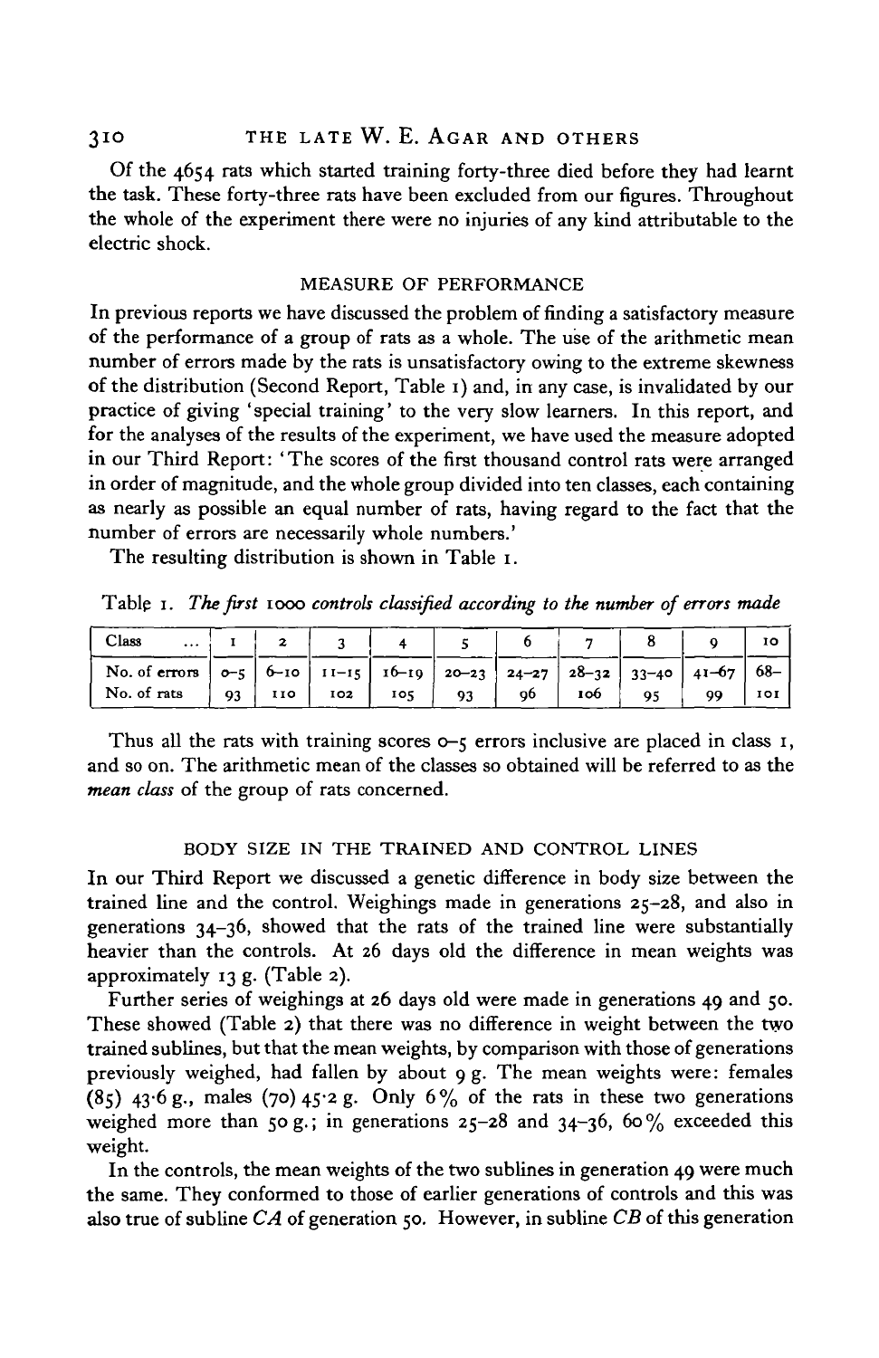Of the 4654 rats which started training forty-three died before they had learnt the task. These forty-three rats have been excluded from our figures. Throughout the whole of the experiment there were no injuries of any kind attributable to the electric shock.

## MEASURE OF PERFORMANCE

In previous reports we have discussed the problem of finding a satisfactory measure of the performance of a group of rats as a whole. The use of the arithmetic mean number of errors made by the rats is unsatisfactory owing to the extreme skewness of the distribution (Second Report, Table 1) and, in any case, is invalidated by our practice of giving 'special training' to the very slow learners. In this report, and for the analyses of the results of the experiment, we have used the measure adopted in our Third Report: 'The scores of the first thousand control rats were arranged in order of magnitude, and the whole group divided into ten classes, each containing as nearly as possible an equal number of rats, having regard to the fact that the number of errors are necessarily whole numbers.'

The resulting distribution is shown in Table 1.

Table 1. *The first 1000 controls classified according to the number of errors made*

| Class ... | 1 | 2 | 3 | 4 | 5 | 6 | 7 | 8 | 9 | 10 |
|---|---|---|---|---|---|---|---|---|---|---|
| No. of errors | 0–5 | 6–10 | 11–15 | 16–19 | 20–23 | 24–27 | 28–32 | 33–40 | 41–67 | 68– |
| No. of rats | 93 | 110 | 102 | 105 | 93 | 96 | 106 | 95 | 99 | 101 |

Thus all the rats with training scores 0–5 errors inclusive are placed in class 1, and so on. The arithmetic mean of the classes so obtained will be referred to as the *mean class* of the group of rats concerned.

## BODY SIZE IN THE TRAINED AND CONTROL LINES

In our Third Report we discussed a genetic difference in body size between the trained line and the control. Weighings made in generations 25–28, and also in generations 34–36, showed that the rats of the trained line were substantially heavier than the controls. At 26 days old the difference in mean weights was approximately 13 g. (Table 2).

Further series of weighings at 26 days old were made in generations 49 and 50. These showed (Table 2) that there was no difference in weight between the two trained sublines, but that the mean weights, by comparison with those of generations previously weighed, had fallen by about 9 g. The mean weights were: females (85) 43·6 g., males (70) 45·2 g. Only 6% of the rats in these two generations weighed more than 50 g.; in generations 25–28 and 34–36, 60% exceeded this weight.

In the controls, the mean weights of the two sublines in generation 49 were much the same. They conformed to those of earlier generations of controls and this was also true of subline *CA* of generation 50. However, in subline *CB* of this generation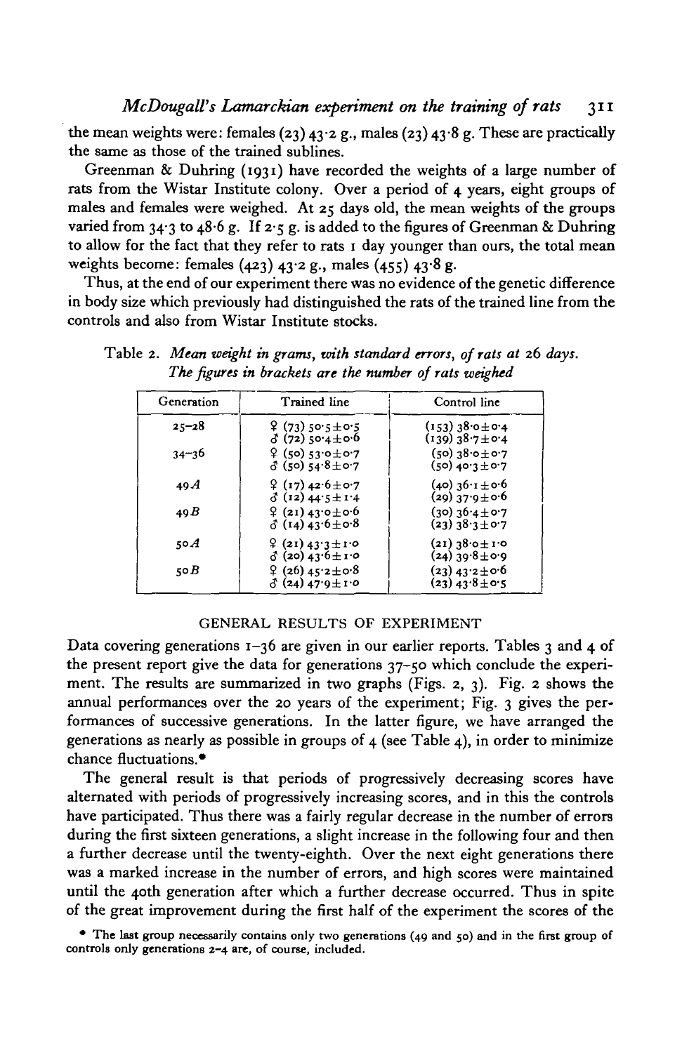the mean weights were: females (23) 43·2 g., males (23) 43·8 g. These are practically the same as those of the trained sublines.

Greenman & Duhring (1931) have recorded the weights of a large number of rats from the Wistar Institute colony. Over a period of 4 years, eight groups of males and females were weighed. At 25 days old, the mean weights of the groups varied from 34·3 to 48·6 g. If 2·5 g. is added to the figures of Greenman & Duhring to allow for the fact that they refer to rats 1 day younger than ours, the total mean weights become: females (423) 43·2 g., males (455) 43·8 g.

Thus, at the end of our experiment there was no evidence of the genetic difference in body size which previously had distinguished the rats of the trained line from the controls and also from Wistar Institute stocks.

Table 2. *Mean weight in grams, with standard errors, of rats at 26 days. The figures in brackets are the number of rats weighed*

| Generation | Trained line | Control line |
|---|---|---|
| 25–28 | ♀ (73) 50·5 ± 0·5 | (153) 38·0 ± 0·4 |
| | ♂ (72) 50·4 ± 0·6 | (139) 38·7 ± 0·4 |
| 34–36 | ♀ (50) 53·0 ± 0·7 | (50) 38·0 ± 0·7 |
| | ♂ (50) 54·8 ± 0·7 | (50) 40·3 ± 0·7 |
| 49*A* | ♀ (17) 42·6 ± 0·7 | (40) 36·1 ± 0·6 |
| | ♂ (12) 44·5 ± 1·4 | (29) 37·9 ± 0·6 |
| 49*B* | ♀ (21) 43·0 ± 0·6 | (30) 36·4 ± 0·7 |
| | ♂ (14) 43·6 ± 0·8 | (23) 38·3 ± 0·7 |
| 50*A* | ♀ (21) 43·3 ± 1·0 | (21) 38·0 ± 1·0 |
| | ♂ (20) 43·6 ± 1·0 | (24) 39·8 ± 0·9 |
| 50*B* | ♀ (26) 45·2 ± 0·8 | (23) 43·2 ± 0·6 |
| | ♂ (24) 47·9 ± 1·0 | (23) 43·8 ± 0·5 |

## GENERAL RESULTS OF EXPERIMENT

Data covering generations 1–36 are given in our earlier reports. Tables 3 and 4 of the present report give the data for generations 37–50 which conclude the experiment. The results are summarized in two graphs (Figs. 2, 3). Fig. 2 shows the annual performances over the 20 years of the experiment; Fig. 3 gives the performances of successive generations. In the latter figure, we have arranged the generations as nearly as possible in groups of 4 (see Table 4), in order to minimize chance fluctuations.*

The general result is that periods of progressively decreasing scores have alternated with periods of progressively increasing scores, and in this the controls have participated. Thus there was a fairly regular decrease in the number of errors during the first sixteen generations, a slight increase in the following four and then a further decrease until the twenty-eighth. Over the next eight generations there was a marked increase in the number of errors, and high scores were maintained until the 40th generation after which a further decrease occurred. Thus in spite of the great improvement during the first half of the experiment the scores of the

* The last group necessarily contains only two generations (49 and 50) and in the first group of controls only generations 2–4 are, of course, included.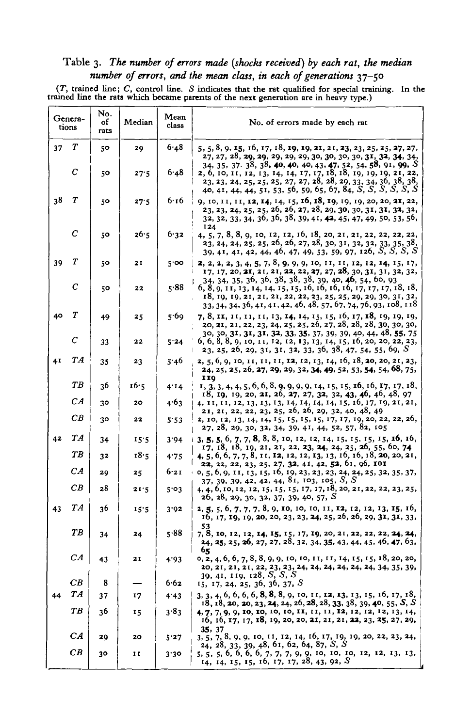Table 3. *The number of errors made (shocks received) by each rat, the median number of errors, and the mean class, in each of generations 37–50*

(*T*, trained line; *C*, control line. *S* indicates that the rat qualified for special training. In the trained line the rats which became parents of the next generation are in heavy type.)

| Generations | | No. of rats | Median | Mean class | No. of errors made by each rat |
|---|---|---|---|---|---|
| 37 | *T* | 50 | 29 | 6·48 | 5, 5, 8, 9, **15**, 16, 17, 18, **19**, **19**, **21**, 21, **23**, 23, 25, 25, **27**, 27, 27, 27, 28, **29**, **29**, 29, 29, 29, 30, 30, 30, 30, **31**, **32**, **34**, 34, 34, 35, 37, 38, 38, **40**, **40**, 40, 43, **47**, 52, 54, **58**, 91, **99**, *S* |
| | *C* | 50 | 27·5 | 6·48 | 2, 6, 10, 11, 12, 13, 14, 14, 17, 17, 18, 18, 19, 19, 19, 21, 22, 23, 23, 24, 25, 25, 25, 27, 27, 28, 28, 29, 33, 34, 36, 38, 38, 40, 41, 44, 44, 51, 53, 56, 59, 65, 67, 84, *S*, *S*, *S*, *S*, *S*, *S* |
| 38 | *T* | 50 | 27·5 | 6·16 | 9, 10, 11, 11, **12**, **14**, 14, 15, **16**, **18**, **19**, 19, 19, 20, 20, **21**, 22, 23, 23, **24**, 25, 25, 26, 26, **27**, 28, 29, **30**, 30, **31**, **31**, **32**, 32, 32, 32, 33, 34, 36, 36, 38, 39, 41, **42**, 45, 47, 49, 50, 53, 56, 124 |
| | *C* | 50 | 26·5 | 6·32 | 4, 5, 7, 8, 8, 9, 10, 12, 12, 16, 18, 20, 21, 21, 22, 22, 22, 22, 23, 24, 24, 25, 25, 26, 26, 27, 28, 30, 31, 32, 32, 33, 35, 38, 39, 41, 41, 42, 44, 46, 47, 49, 53, 59, 97, 126, *S*, *S*, *S*, *S* |
| 39 | *T* | 50 | 21 | 5·00 | **2**, 2, 2, 2, 3, 4, **5**, 7, **8**, **9**, 9, 9, 10, 11, 11, 12, **12**, **14**, 15, 17, 17, 17, 20, **21**, 21, 21, **22**, 22, **27**, 27, **28**, 30, **31**, 31, 32, 32, 34, 34, 35, 36, 36, 38, 38, 38, 39, 40, **46**, 54, 60, 93 |
| | *C* | 50 | 22 | 5·88 | 6, 8, 9, 11, 13, 14, 14, 15, 15, 16, 16, 16, 16, 17, 17, 17, 18, 18, 18, 19, 19, 21, 21, 21, 22, 22, 23, 25, 25, 29, 29, 30, 31, 32, 33, 34, 34, 36, 41, 41, 42, 46, 48, 57, 67, 74, 76, 93, 108, 118 |
| 40 | *T* | 49 | 25 | 5·69 | **7**, **8**, **11**, 11, 11, 11, 13, **14**, 14, 15, 15, 16, 17, **18**, 19, 19, 19, 20, **21**, 21, 22, 23, 24, 25, 25, 26, 27, 28, 28, 28, **30**, 30, 30, 30, 30, **31**, **31**, 31, **32**, **33**, **35**, 37, 39, 39, 40, 44, 48, **55**, 75 |
| | *C* | 33 | 22 | 5·24 | 6, 6, 8, 8, 9, 10, 11, 12, 13, 13, 14, 15, 16, 20, 20, 22, 23, 23, 25, 26, 29, 31, 31, 32, 33, 36, 38, 47, 54, 55, 69, *S* |
| 41 | *TA* | 35 | 23 | 5·46 | 2, 5, 6, 9, 10, 11, 11, 11, **12**, 12, 13, 14, 16, 18, **20**, 20, 21, 23, 24, 25, 25, 26, **27**, **29**, 29, 32, **34**, **49**, 52, 53, **54**, 54, **68**, 75, 119 |
| | *TB* | 36 | 16·5 | 4·14 | 1, **3**, 3, 4, 4, 5, 6, 6, 8, **9**, **9**, 9, 9, 14, 15, 15, **16**, 16, **17**, 17, 18, 18, **19**, 19, 20, **21**, 26, **27**, 27, **32**, 32, **43**, **46**, 46, 48, 97 |
| | *CA* | 30 | 20 | 4·63 | 4, 11, 11, 12, 13, 13, 13, 14, 14, 14, 14, 15, 16, 17, 19, 21, 21, 21, 21, 22, 22, 23, 25, 26, 26, 29, 32, 40, 48, 49 |
| | *CB* | 30 | 22 | 5·53 | 2, 10, 12, 13, 14, 14, 15, 15, 15, 15, 17, 17, 19, 20, 22, 22, 26, 27, 28, 29, 30, 32, 34, 39, 41, 44, 52, 57, 82, 105 |
| 42 | *TA* | 34 | 15·5 | 3·94 | 3, **5**, **5**, 6, **7**, 7, **8**, 8, 10, 12, 12, 14, 15, 15, 15, **16**, 16, 17, 18, 18, 19, 21, 21, 22, **23**, **24**, 24, 25, **26**, 55, 60, **74** |
| | *TB* | 32 | 18·5 | 4·75 | 4, 5, 6, 6, 7, 7, 8, 11, **12**, 12, 12, **13**, 13, 16, 16, 18, **20**, 20, 21, **22**, 22, 22, 23, 25, 27, **32**, 41, 42, **52**, 61, 96, **101** |
| | *CA* | 29 | 25 | 6·21 | 0, 5, 6, 9, 11, 13, 15, 16, 19, 23, 23, 23, 24, 24, 25, 32, 35, 37, 37, 39, 39, 42, 42, 44, 81, 103, 105, *S*, *S* |
| | *CB* | 28 | 21·5 | 5·03 | 4, 4, 6, 10, 12, 12, 15, 15, 17, 17, 18, 20, 21, 22, 22, 23, 25, 26, 28, 29, 30, 32, 37, 39, 40, 57, *S* |
| 43 | *TA* | 36 | 15·5 | 3·92 | 2, **5**, 5, 6, **7**, 7, 7, 8, 9, **10**, 10, 10, 11, **12**, 12, 12, 13, **15**, 16, 16, 17, **19**, 19, **20**, 20, 23, 23, **24**, 25, 26, 26, 29, **31**, **31**, 33, 53 |
| | *TB* | 34 | 24 | 5·88 | 7, 8, **10**, 12, 12, **14**, **15**, 15, 17, **19**, 20, 21, **22**, 22, 22, **24**, **24**, 24, **25**, 25, **26**, 27, 27, 28, 32, 34, **35**, 43, 44, 45, 46, **47**, 63, **65** |
| | *CA* | 43 | 21 | 4·93 | 0, 2, 4, 6, 6, 7, 8, 8, 9, 9, 10, 10, 11, 11, 14, 15, 15, 18, 20, 20, 20, 21, 21, 21, 22, 23, 23, 24, 24, 24, 24, 24, 24, 34, 35, 39, 39, 41, 119, 128, *S*, *S*, *S* |
| | *CB* | 8 | — | 6·62 | 15, 17, 24, 25, 36, 36, 37, *S* |
| 44 | *TA* | 37 | 17 | 4·43 | 3, 3, 4, 6, 6, 6, 6, **8**, **8**, 8, 9, 10, 11, **12**, **13**, 13, 15, 16, 17, 18, 18, 18, **20**, **20**, 23, **24**, 24, 26, **28**, 28, **33**, 38, 39, **40**, 55, *S*, *S* |
| | *TB* | 36 | 15 | 3·83 | **4**, **7**, 7, **9**, 9, **10**, **10**, 10, 10, **11**, 11, 11, **12**, 12, 12, 12, 13, 14, 16, 16, **17**, 17, **18**, 19, 20, 20, **21**, 21, 21, **22**, 23, **25**, 27, 29, **35**, 37 |
| | *CA* | 29 | 20 | 5·27 | 3, 5, 7, 8, 9, 9, 10, 11, 12, 14, 16, 17, 19, 19, 20, 22, 23, 24, 24, 28, 33, 39, 48, 61, 62, 64, 87, *S*, *S* |
| | *CB* | 30 | 11 | 3·30 | 5, 5, 5, 6, 6, 6, 6, 7, 7, 7, 9, 9, 10, 10, 10, 12, 12, 13, 13, 14, 14, 15, 15, 16, 17, 17, 28, 43, 92, *S* |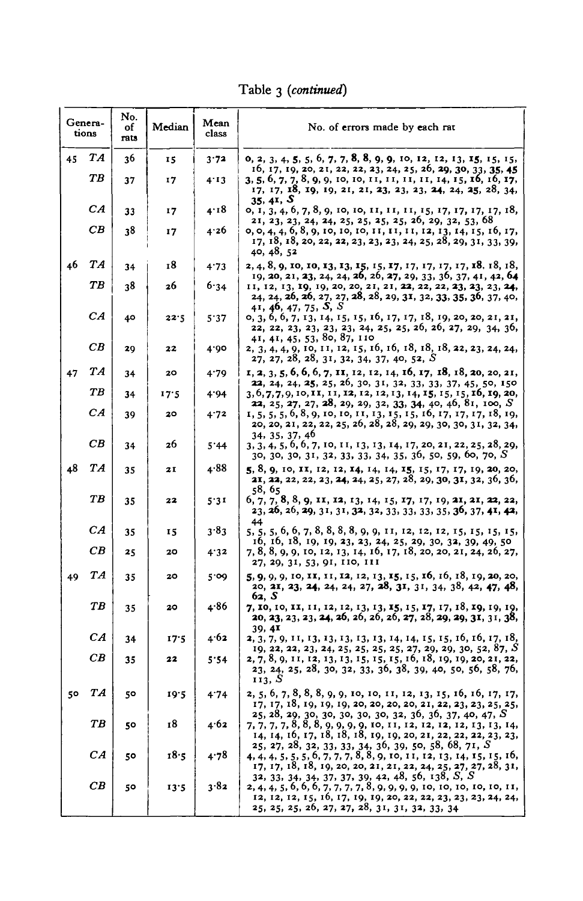Table 3 (*continued*)

| Generations | | No. of rats | Median | Mean class | No. of errors made by each rat |
|---|---|---|---|---|---|
| 45 | *TA* | 36 | 15 | 3·72 | 0, 2, 3, 4, 5, 5, 6, 7, 7, 8, 8, 9, 9, 10, 12, 12, 13, 15, 15, 15, 16, 17, 19, 20, 21, 22, 22, 23, 24, 25, 26, 29, 30, 33, 35, 45 |
| | *TB* | 37 | 17 | 4·13 | 3, 5, 6, 7, 7, 8, 9, 9, 10, 10, 11, 11, 11, 11, 14, 15, 16, 16, 17, 17, 17, 18, 19, 19, 21, 21, 23, 23, 23, 24, 24, 25, 28, 34, 35, 41, *S* |
| | *CA* | 33 | 17 | 4·18 | 0, 1, 3, 4, 6, 7, 8, 9, 10, 10, 11, 11, 11, 15, 17, 17, 17, 17, 18, 21, 23, 23, 24, 24, 25, 25, 25, 25, 26, 29, 32, 53, 68 |
| | *CB* | 38 | 17 | 4·26 | 0, 0, 4, 4, 6, 8, 9, 10, 10, 10, 11, 11, 11, 12, 13, 14, 15, 16, 17, 17, 18, 18, 20, 22, 22, 23, 23, 23, 24, 25, 28, 29, 31, 33, 39, 40, 48, 52 |
| 46 | *TA* | 34 | 18 | 4·73 | 2, 4, 8, 9, 10, 10, 13, 13, 15, 15, 17, 17, 17, 17, 17, 18, 18, 18, 19, 20, 21, 23, 24, 24, 26, 26, 27, 29, 33, 36, 37, 41, 42, 64 |
| | *TB* | 38 | 26 | 6·34 | 11, 12, 13, 19, 19, 20, 20, 21, 21, 22, 22, 22, 23, 23, 23, 24, 24, 24, 26, 26, 27, 27, 28, 28, 29, 31, 32, 33, 35, 36, 37, 40, 41, 46, 47, 75, *S*, *S* |
| | *CA* | 40 | 22·5 | 5·37 | 0, 3, 6, 6, 7, 13, 14, 15, 15, 16, 17, 17, 18, 19, 20, 20, 21, 21, 22, 22, 23, 23, 23, 23, 24, 25, 25, 26, 26, 27, 29, 34, 36, 41, 41, 45, 53, 80, 87, 110 |
| | *CB* | 29 | 22 | 4·90 | 2, 3, 4, 4, 9, 10, 11, 12, 15, 16, 16, 18, 18, 18, 22, 23, 24, 24, 27, 27, 28, 28, 31, 32, 34, 37, 40, 52, *S* |
| 47 | *TA* | 34 | 20 | 4·79 | 1, 2, 3, 5, 6, 6, 6, 7, 11, 12, 12, 14, 16, 17, 18, 18, 20, 20, 21, 22, 24, 24, 25, 25, 26, 30, 31, 32, 33, 33, 37, 45, 50, 150 |
| | *TB* | 34 | 17·5 | 4·94 | 3, 6, 7, 7, 9, 10, 11, 11, 12, 12, 12, 13, 14, 15, 15, 15, 16, 19, 20, 22, 25, 27, 27, 28, 29, 29, 32, 33, 34, 40, 46, 81, 100, *S* |
| | *CA* | 39 | 20 | 4·72 | 1, 5, 5, 5, 6, 8, 9, 10, 10, 11, 13, 15, 15, 16, 17, 17, 17, 18, 19, 20, 20, 21, 22, 22, 25, 26, 28, 28, 29, 29, 30, 30, 31, 32, 34, 34, 35, 37, 46 |
| | *CB* | 34 | 26 | 5·44 | 3, 3, 4, 5, 6, 6, 7, 10, 11, 13, 13, 14, 17, 20, 21, 22, 25, 28, 29, 30, 30, 30, 31, 32, 33, 33, 34, 35, 36, 50, 59, 60, 70, *S* |
| 48 | *TA* | 35 | 21 | 4·88 | 5, 8, 9, 10, 11, 12, 12, 14, 14, 14, 15, 15, 17, 17, 19, 20, 20, 21, 22, 22, 22, 23, 24, 24, 25, 27, 28, 29, 30, 31, 32, 36, 36, 58, 65 |
| | *TB* | 35 | 22 | 5·31 | 6, 7, 7, 8, 8, 9, 11, 12, 13, 14, 15, 17, 17, 19, 21, 21, 22, 22, 23, 26, 26, 29, 31, 31, 32, 32, 33, 33, 33, 35, 36, 37, 41, 42, 44 |
| | *CA* | 35 | 15 | 3·83 | 5, 5, 5, 6, 6, 7, 8, 8, 8, 8, 9, 9, 11, 12, 12, 12, 15, 15, 15, 15, 16, 16, 18, 19, 19, 23, 23, 24, 25, 29, 30, 32, 39, 49, 50 |
| | *CB* | 25 | 20 | 4·32 | 7, 8, 8, 9, 9, 10, 12, 13, 14, 16, 17, 18, 20, 20, 21, 24, 26, 27, 27, 29, 31, 53, 91, 110, 111 |
| 49 | *TA* | 35 | 20 | 5·09 | 5, 9, 9, 9, 10, 11, 11, 12, 12, 13, 15, 15, 16, 16, 18, 19, 20, 20, 20, 21, 23, 24, 24, 24, 27, 28, 31, 31, 34, 38, 42, 47, 48, 62, *S* |
| | *TB* | 35 | 20 | 4·86 | 7, 10, 10, 11, 11, 12, 12, 13, 13, 15, 15, 17, 17, 18, 19, 19, 19, 20, 23, 23, 23, 24, 26, 26, 26, 26, 27, 28, 29, 29, 31, 31, 38, 39, 41 |
| | *CA* | 34 | 17·5 | 4·62 | 2, 3, 7, 9, 11, 13, 13, 13, 13, 13, 14, 14, 15, 15, 16, 16, 17, 18, 19, 22, 22, 23, 24, 25, 25, 25, 25, 27, 29, 29, 30, 52, 87, *S* |
| | *CB* | 35 | 22 | 5·54 | 2, 7, 8, 9, 11, 12, 13, 13, 15, 15, 15, 16, 18, 19, 19, 20, 21, 22, 23, 24, 25, 28, 30, 32, 33, 36, 38, 39, 40, 50, 56, 58, 76, 113, *S* |
| 50 | *TA* | 50 | 19·5 | 4·74 | 2, 5, 6, 7, 8, 8, 8, 9, 9, 10, 10, 11, 12, 13, 15, 16, 16, 17, 17, 17, 17, 18, 19, 19, 19, 20, 20, 20, 20, 21, 22, 23, 23, 25, 25, 25, 28, 29, 30, 30, 30, 30, 30, 32, 36, 36, 37, 40, 47, *S* |
| | *TB* | 50 | 18 | 4·62 | 7, 7, 7, 7, 8, 8, 8, 9, 9, 9, 9, 10, 11, 12, 12, 12, 13, 13, 14, 14, 14, 16, 17, 18, 18, 18, 19, 19, 20, 21, 22, 22, 22, 23, 23, 25, 27, 28, 32, 33, 33, 34, 36, 39, 50, 58, 68, 71, *S* |
| | *CA* | 50 | 18·5 | 4·78 | 4, 4, 4, 5, 5, 5, 6, 7, 7, 7, 8, 8, 9, 10, 11, 12, 13, 14, 15, 15, 16, 17, 17, 18, 18, 19, 20, 20, 21, 21, 22, 24, 25, 27, 27, 28, 31, 32, 33, 34, 34, 37, 37, 39, 42, 48, 56, 138, *S*, *S* |
| | *CB* | 50 | 13·5 | 3·82 | 2, 4, 4, 5, 6, 6, 6, 7, 7, 7, 7, 8, 9, 9, 9, 9, 10, 10, 10, 10, 10, 11, 12, 12, 12, 15, 16, 17, 19, 19, 20, 22, 22, 23, 23, 23, 24, 24, 25, 25, 25, 26, 27, 27, 28, 31, 31, 32, 33, 34 |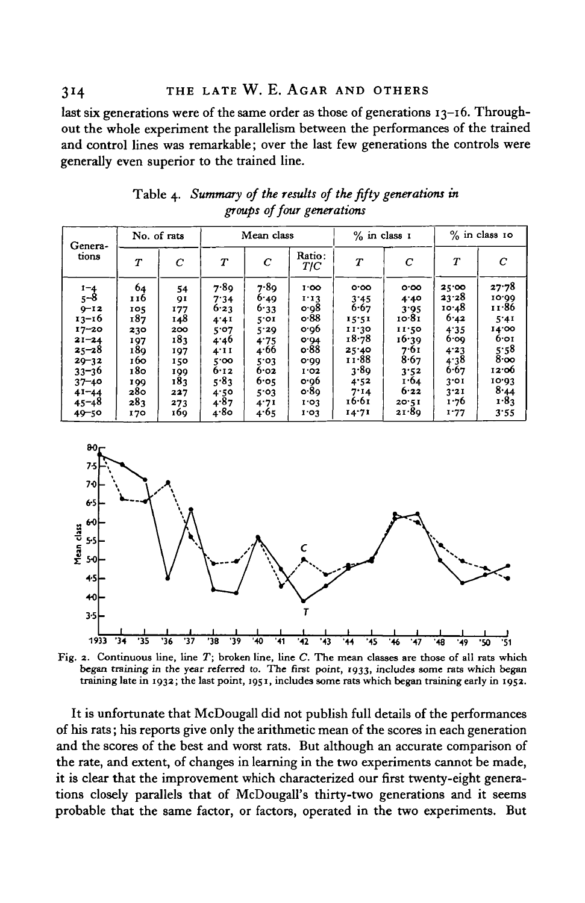last six generations were of the same order as those of generations 13–16. Throughout the whole experiment the parallelism between the performances of the trained and control lines was remarkable; over the last few generations the controls were generally even superior to the trained line.

Table 4. *Summary of the results of the fifty generations in groups of four generations*

| Generations | No. of rats | | Mean class | | | % in class 1 | | % in class 10 | |
|---|---|---|---|---|---|---|---|---|---|
| | *T* | *C* | *T* | *C* | Ratio: *T/C* | *T* | *C* | *T* | *C* |
| 1–4 | 64 | 54 | 7·89 | 7·89 | 1·00 | 0·00 | 0·00 | 25·00 | 27·78 |
| 5–8 | 116 | 91 | 7·34 | 6·49 | 1·13 | 3·45 | 4·40 | 23·28 | 10·99 |
| 9–12 | 105 | 177 | 6·23 | 6·33 | 0·98 | 6·67 | 3·95 | 10·48 | 11·86 |
| 13–16 | 187 | 148 | 4·41 | 5·01 | 0·88 | 15·51 | 10·81 | 6·42 | 5·41 |
| 17–20 | 230 | 200 | 5·07 | 5·29 | 0·96 | 11·30 | 11·50 | 4·35 | 14·00 |
| 21–24 | 197 | 183 | 4·46 | 4·75 | 0·94 | 18·78 | 16·39 | 6·09 | 6·01 |
| 25–28 | 189 | 197 | 4·11 | 4·66 | 0·88 | 25·40 | 7·61 | 4·23 | 5·58 |
| 29–32 | 160 | 150 | 5·00 | 5·03 | 0·99 | 11·88 | 8·67 | 4·38 | 8·00 |
| 33–36 | 180 | 199 | 6·12 | 6·02 | 1·02 | 3·89 | 3·52 | 6·67 | 12·06 |
| 37–40 | 199 | 183 | 5·83 | 6·05 | 0·96 | 4·52 | 1·64 | 3·01 | 10·93 |
| 41–44 | 280 | 227 | 4·50 | 5·03 | 0·89 | 7·14 | 6·22 | 3·21 | 8·44 |
| 45–48 | 283 | 273 | 4·87 | 4·71 | 1·03 | 16·61 | 20·51 | 1·76 | 1·83 |
| 49–50 | 170 | 169 | 4·80 | 4·65 | 1·03 | 14·71 | 21·89 | 1·77 | 3·55 |

Fig. 2. Continuous line, line *T*; broken line, line *C*. The mean classes are those of all rats which began training in the year referred to. The first point, 1933, includes some rats which began training late in 1932; the last point, 1951, includes some rats which began training early in 1952.

It is unfortunate that McDougall did not publish full details of the performances of his rats; his reports give only the arithmetic mean of the scores in each generation and the scores of the best and worst rats. But although an accurate comparison of the rate, and extent, of changes in learning in the two experiments cannot be made, it is clear that the improvement which characterized our first twenty-eight generations closely parallels that of McDougall's thirty-two generations and it seems probable that the same factor, or factors, operated in the two experiments. But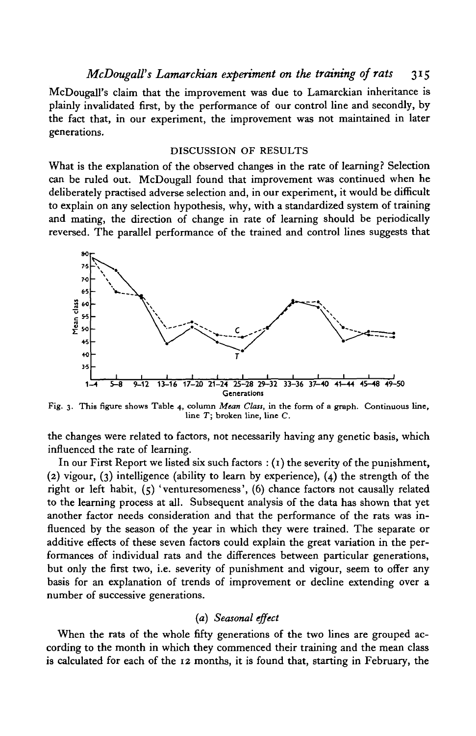McDougall's claim that the improvement was due to Lamarckian inheritance is plainly invalidated first, by the performance of our control line and secondly, by the fact that, in our experiment, the improvement was not maintained in later generations.

## DISCUSSION OF RESULTS

What is the explanation of the observed changes in the rate of learning? Selection can be ruled out. McDougall found that improvement was continued when he deliberately practised adverse selection and, in our experiment, it would be difficult to explain on any selection hypothesis, why, with a standardized system of training and mating, the direction of change in rate of learning should be periodically reversed. The parallel performance of the trained and control lines suggests that the changes were related to factors, not necessarily having any genetic basis, which influenced the rate of learning.

Fig. 3. This figure shows Table 4, column *Mean Class*, in the form of a graph. Continuous line, line *T*; broken line, line *C*.

In our First Report we listed six such factors : (1) the severity of the punishment, (2) vigour, (3) intelligence (ability to learn by experience), (4) the strength of the right or left habit, (5) 'venturesomeness', (6) chance factors not causally related to the learning process at all. Subsequent analysis of the data has shown that yet another factor needs consideration and that the performance of the rats was influenced by the season of the year in which they were trained. The separate or additive effects of these seven factors could explain the great variation in the performances of individual rats and the differences between particular generations, but only the first two, i.e. severity of punishment and vigour, seem to offer any basis for an explanation of trends of improvement or decline extending over a number of successive generations.

### (*a*) *Seasonal effect*

When the rats of the whole fifty generations of the two lines are grouped according to the month in which they commenced their training and the mean class is calculated for each of the 12 months, it is found that, starting in February, the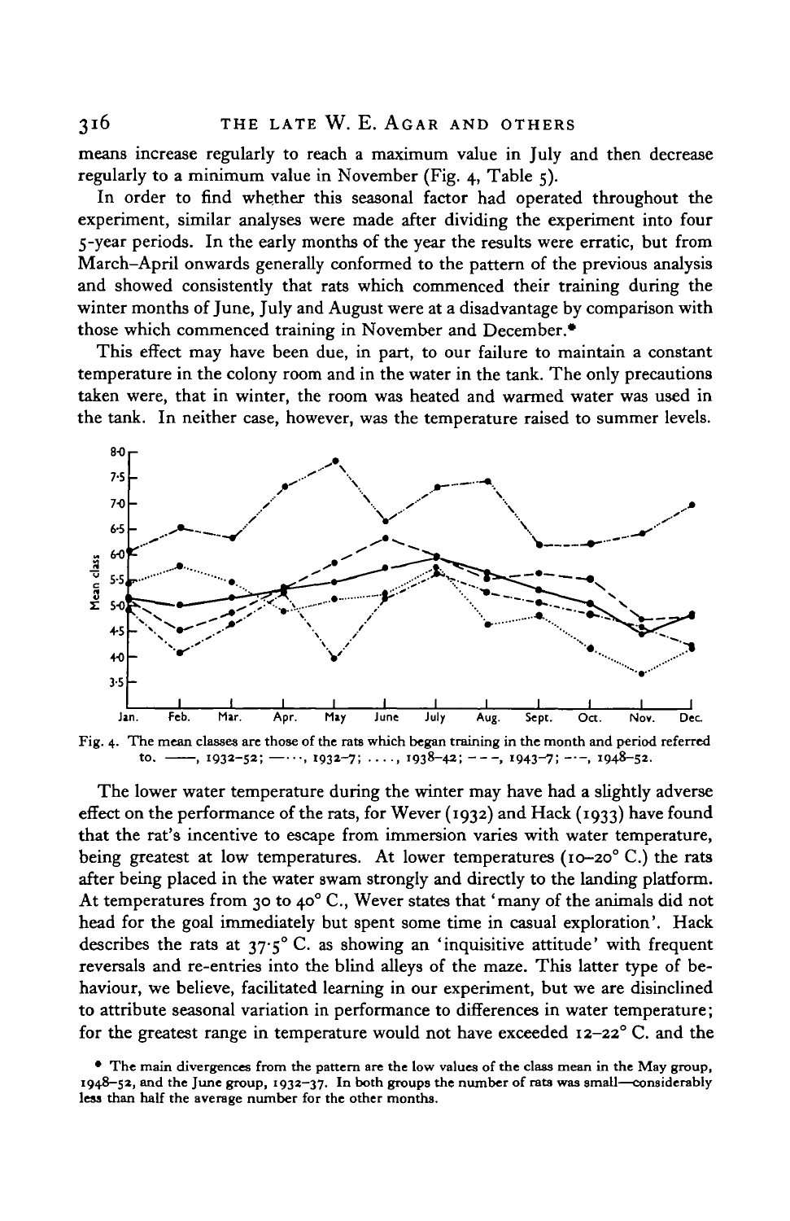means increase regularly to reach a maximum value in July and then decrease regularly to a minimum value in November (Fig. 4, Table 5).

In order to find whether this seasonal factor had operated throughout the experiment, similar analyses were made after dividing the experiment into four 5-year periods. In the early months of the year the results were erratic, but from March–April onwards generally conformed to the pattern of the previous analysis and showed consistently that rats which commenced their training during the winter months of June, July and August were at a disadvantage by comparison with those which commenced training in November and December.*

This effect may have been due, in part, to our failure to maintain a constant temperature in the colony room and in the water in the tank. The only precautions taken were, that in winter, the room was heated and warmed water was used in the tank. In neither case, however, was the temperature raised to summer levels.

Fig. 4. The mean classes are those of the rats which began training in the month and period referred to. ——, 1932–52; —·· ·, 1932–7; · · · ·, 1938–42; – – –, 1943–7; –·–, 1948–52.

The lower water temperature during the winter may have had a slightly adverse effect on the performance of the rats, for Wever (1932) and Hack (1933) have found that the rat's incentive to escape from immersion varies with water temperature, being greatest at low temperatures. At lower temperatures (10–20° C.) the rats after being placed in the water swam strongly and directly to the landing platform. At temperatures from 30 to 40° C., Wever states that 'many of the animals did not head for the goal immediately but spent some time in casual exploration'. Hack describes the rats at 37·5° C. as showing an 'inquisitive attitude' with frequent reversals and re-entries into the blind alleys of the maze. This latter type of behaviour, we believe, facilitated learning in our experiment, but we are disinclined to attribute seasonal variation in performance to differences in water temperature; for the greatest range in temperature would not have exceeded 12–22° C. and the

* The main divergences from the pattern are the low values of the class mean in the May group, 1948–52, and the June group, 1932–37. In both groups the number of rats was small—considerably less than half the average number for the other months.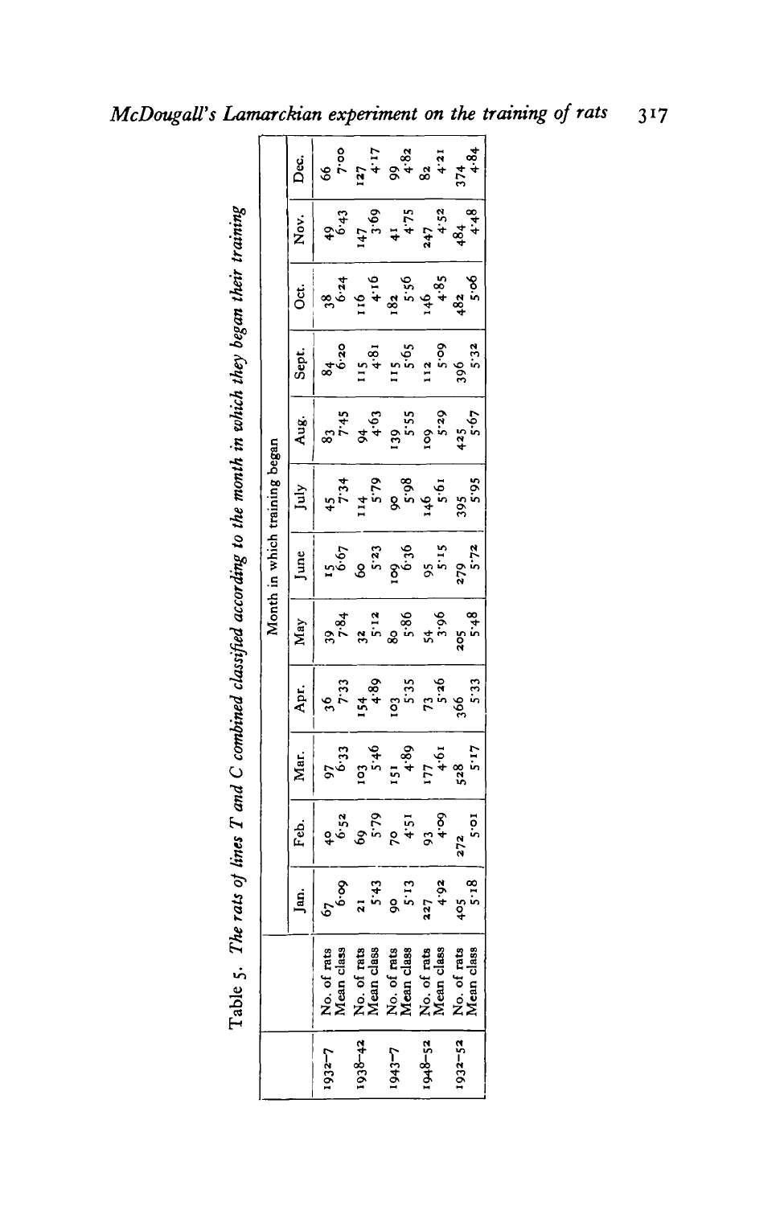Table 5. *The rats of lines T and C combined classified according to the month in which they began their training*

| | | Month in which training began | | | | | | | | | | | |
|---|---|---|---|---|---|---|---|---|---|---|---|---|---|
| | | Jan. | Feb. | Mar. | Apr. | May | June | July | Aug. | Sept. | Oct. | Nov. | Dec. |
| 1932–7 | No. of rats | 67 | 40 | 97 | 36 | 39 | 15 | 45 | 83 | 84 | 38 | 49 | 66 |
| | Mean class | 6·09 | 6·52 | 6·33 | 7·33 | 7·84 | 6·67 | 7·34 | 7·45 | 6·20 | 6·24 | 6·43 | 7·00 |
| 1938–42 | No. of rats | 21 | 69 | 103 | 154 | 32 | 60 | 114 | 94 | 115 | 116 | 147 | 127 |
| | Mean class | 5·43 | 5·79 | 5·46 | 4·89 | 5·12 | 5·23 | 5·79 | 4·63 | 4·81 | 4·16 | 3·69 | 4·17 |
| 1943–7 | No. of rats | 90 | 70 | 151 | 103 | 80 | 109 | 90 | 139 | 115 | 182 | 41 | 99 |
| | Mean class | 5·13 | 4·51 | 4·89 | 5·35 | 5·86 | 6·36 | 5·98 | 5·55 | 5·65 | 5·56 | 4·75 | 4·82 |
| 1948–52 | No. of rats | 227 | 93 | 177 | 73 | 54 | 95 | 146 | 109 | 112 | 146 | 247 | 82 |
| | Mean class | 4·92 | 4·09 | 4·61 | 5·26 | 3·96 | 5·15 | 5·61 | 5·29 | 5·09 | 4·85 | 4·52 | 4·21 |
| 1932–52 | No. of rats | 405 | 272 | 528 | 366 | 205 | 279 | 395 | 425 | 396 | 482 | 484 | 374 |
| | Mean class | 5·18 | 5·01 | 5·17 | 5·33 | 5·48 | 5·72 | 5·95 | 5·67 | 5·32 | 5·06 | 4·48 | 4·84 |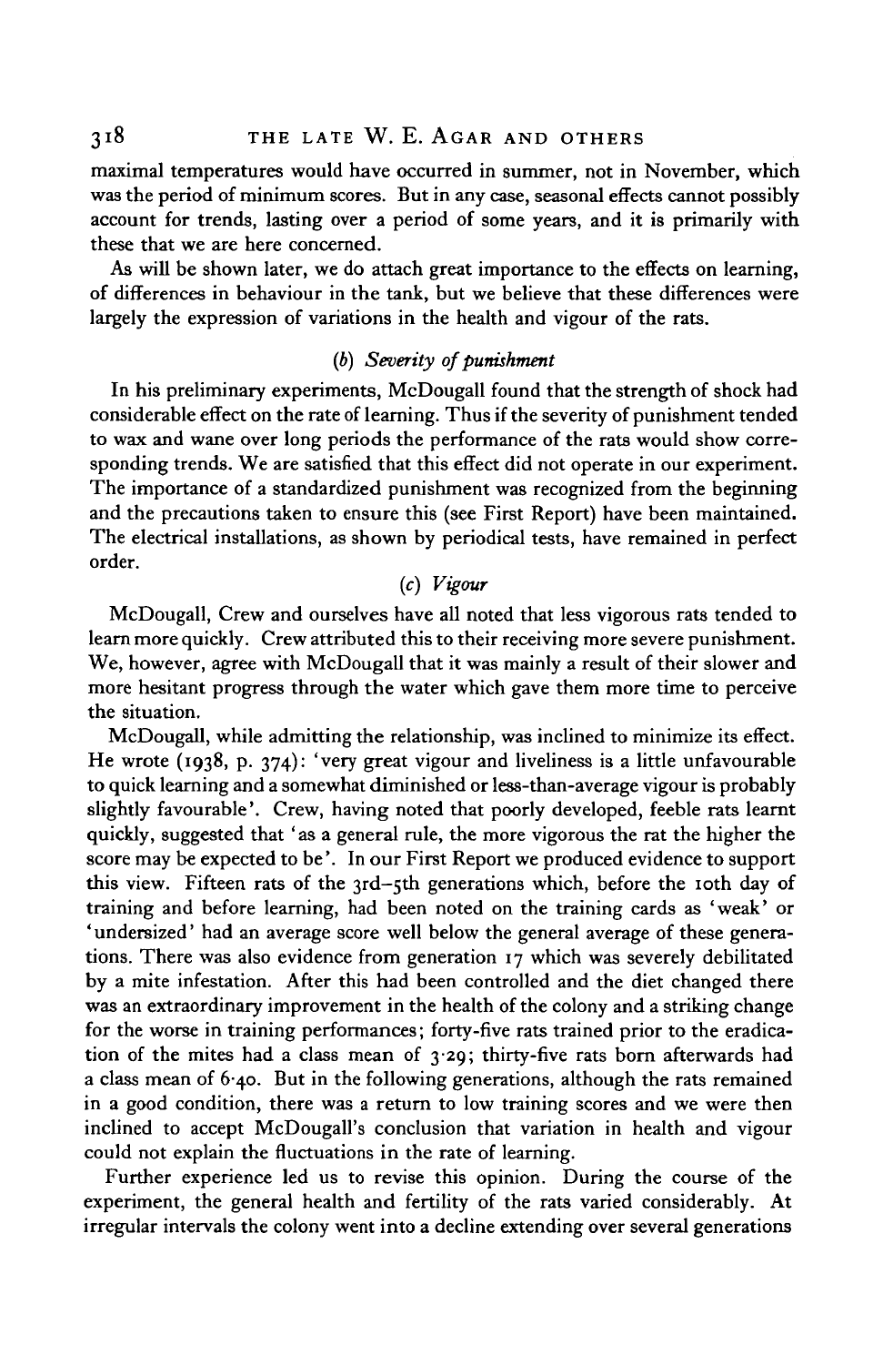maximal temperatures would have occurred in summer, not in November, which was the period of minimum scores. But in any case, seasonal effects cannot possibly account for trends, lasting over a period of some years, and it is primarily with these that we are here concerned.

As will be shown later, we do attach great importance to the effects on learning, of differences in behaviour in the tank, but we believe that these differences were largely the expression of variations in the health and vigour of the rats.

### (b) *Severity of punishment*

In his preliminary experiments, McDougall found that the strength of shock had considerable effect on the rate of learning. Thus if the severity of punishment tended to wax and wane over long periods the performance of the rats would show corresponding trends. We are satisfied that this effect did not operate in our experiment. The importance of a standardized punishment was recognized from the beginning and the precautions taken to ensure this (see First Report) have been maintained. The electrical installations, as shown by periodical tests, have remained in perfect order.

### (c) *Vigour*

McDougall, Crew and ourselves have all noted that less vigorous rats tended to learn more quickly. Crew attributed this to their receiving more severe punishment. We, however, agree with McDougall that it was mainly a result of their slower and more hesitant progress through the water which gave them more time to perceive the situation.

McDougall, while admitting the relationship, was inclined to minimize its effect. He wrote (1938, p. 374): 'very great vigour and liveliness is a little unfavourable to quick learning and a somewhat diminished or less-than-average vigour is probably slightly favourable'. Crew, having noted that poorly developed, feeble rats learnt quickly, suggested that 'as a general rule, the more vigorous the rat the higher the score may be expected to be'. In our First Report we produced evidence to support this view. Fifteen rats of the 3rd–5th generations which, before the 10th day of training and before learning, had been noted on the training cards as 'weak' or 'undersized' had an average score well below the general average of these generations. There was also evidence from generation 17 which was severely debilitated by a mite infestation. After this had been controlled and the diet changed there was an extraordinary improvement in the health of the colony and a striking change for the worse in training performances; forty-five rats trained prior to the eradication of the mites had a class mean of 3·29; thirty-five rats born afterwards had a class mean of 6·40. But in the following generations, although the rats remained in a good condition, there was a return to low training scores and we were then inclined to accept McDougall's conclusion that variation in health and vigour could not explain the fluctuations in the rate of learning.

Further experience led us to revise this opinion. During the course of the experiment, the general health and fertility of the rats varied considerably. At irregular intervals the colony went into a decline extending over several generations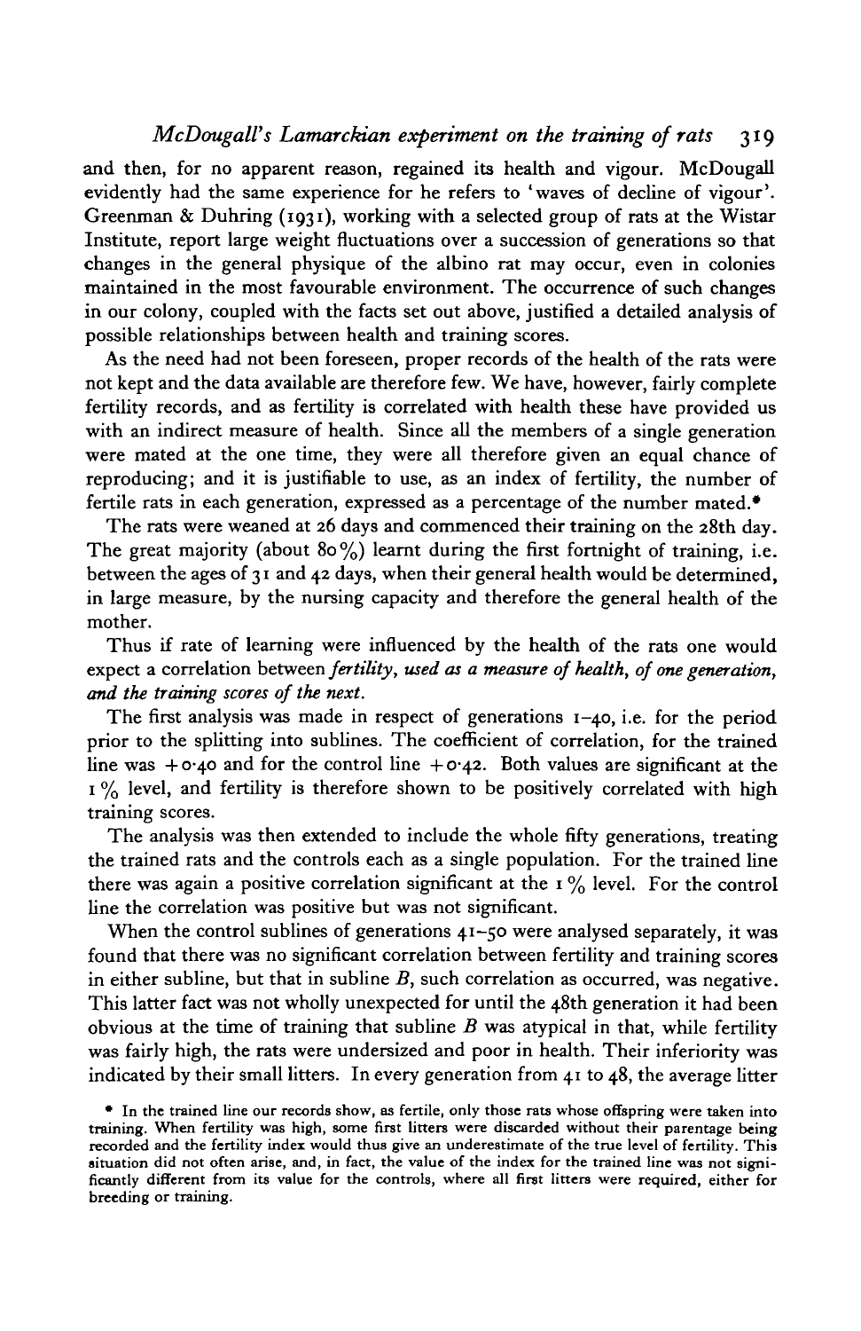and then, for no apparent reason, regained its health and vigour. McDougall evidently had the same experience for he refers to 'waves of decline of vigour'. Greenman & Duhring (1931), working with a selected group of rats at the Wistar Institute, report large weight fluctuations over a succession of generations so that changes in the general physique of the albino rat may occur, even in colonies maintained in the most favourable environment. The occurrence of such changes in our colony, coupled with the facts set out above, justified a detailed analysis of possible relationships between health and training scores.

As the need had not been foreseen, proper records of the health of the rats were not kept and the data available are therefore few. We have, however, fairly complete fertility records, and as fertility is correlated with health these have provided us with an indirect measure of health. Since all the members of a single generation were mated at the one time, they were all therefore given an equal chance of reproducing; and it is justifiable to use, as an index of fertility, the number of fertile rats in each generation, expressed as a percentage of the number mated.*

The rats were weaned at 26 days and commenced their training on the 28th day. The great majority (about 80%) learnt during the first fortnight of training, i.e. between the ages of 31 and 42 days, when their general health would be determined, in large measure, by the nursing capacity and therefore the general health of the mother.

Thus if rate of learning were influenced by the health of the rats one would expect a correlation between *fertility, used as a measure of health, of one generation, and the training scores of the next.*

The first analysis was made in respect of generations 1–40, i.e. for the period prior to the splitting into sublines. The coefficient of correlation, for the trained line was +0·40 and for the control line +0·42. Both values are significant at the 1% level, and fertility is therefore shown to be positively correlated with high training scores.

The analysis was then extended to include the whole fifty generations, treating the trained rats and the controls each as a single population. For the trained line there was again a positive correlation significant at the 1% level. For the control line the correlation was positive but was not significant.

When the control sublines of generations 41–50 were analysed separately, it was found that there was no significant correlation between fertility and training scores in either subline, but that in subline *B*, such correlation as occurred, was negative. This latter fact was not wholly unexpected for until the 48th generation it had been obvious at the time of training that subline *B* was atypical in that, while fertility was fairly high, the rats were undersized and poor in health. Their inferiority was indicated by their small litters. In every generation from 41 to 48, the average litter

\* In the trained line our records show, as fertile, only those rats whose offspring were taken into training. When fertility was high, some first litters were discarded without their parentage being recorded and the fertility index would thus give an underestimate of the true level of fertility. This situation did not often arise, and, in fact, the value of the index for the trained line was not significantly different from its value for the controls, where all first litters were required, either for breeding or training.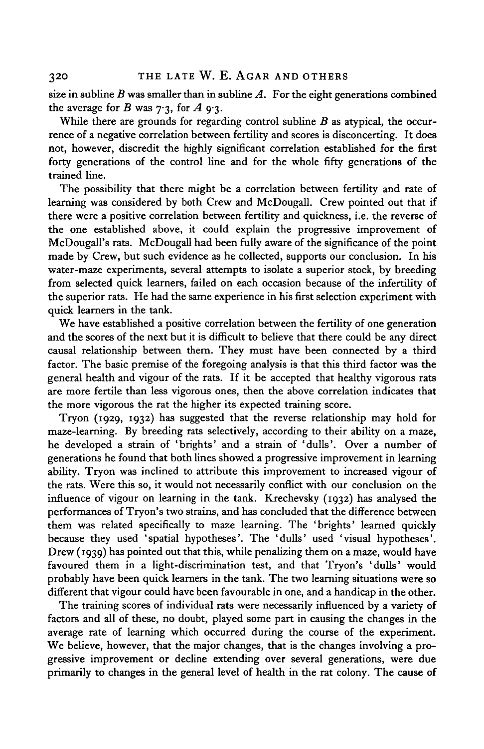size in subline $B$ was smaller than in subline $A$. For the eight generations combined the average for $B$ was 7·3, for $A$ 9·3.

While there are grounds for regarding control subline $B$ as atypical, the occurrence of a negative correlation between fertility and scores is disconcerting. It does not, however, discredit the highly significant correlation established for the first forty generations of the control line and for the whole fifty generations of the trained line.

The possibility that there might be a correlation between fertility and rate of learning was considered by both Crew and McDougall. Crew pointed out that if there were a positive correlation between fertility and quickness, i.e. the reverse of the one established above, it could explain the progressive improvement of McDougall's rats. McDougall had been fully aware of the significance of the point made by Crew, but such evidence as he collected, supports our conclusion. In his water-maze experiments, several attempts to isolate a superior stock, by breeding from selected quick learners, failed on each occasion because of the infertility of the superior rats. He had the same experience in his first selection experiment with quick learners in the tank.

We have established a positive correlation between the fertility of one generation and the scores of the next but it is difficult to believe that there could be any direct causal relationship between them. They must have been connected by a third factor. The basic premise of the foregoing analysis is that this third factor was the general health and vigour of the rats. If it be accepted that healthy vigorous rats are more fertile than less vigorous ones, then the above correlation indicates that the more vigorous the rat the higher its expected training score.

Tryon (1929, 1932) has suggested that the reverse relationship may hold for maze-learning. By breeding rats selectively, according to their ability on a maze, he developed a strain of 'brights' and a strain of 'dulls'. Over a number of generations he found that both lines showed a progressive improvement in learning ability. Tryon was inclined to attribute this improvement to increased vigour of the rats. Were this so, it would not necessarily conflict with our conclusion on the influence of vigour on learning in the tank. Krechevsky (1932) has analysed the performances of Tryon's two strains, and has concluded that the difference between them was related specifically to maze learning. The 'brights' learned quickly because they used 'spatial hypotheses'. The 'dulls' used 'visual hypotheses'. Drew (1939) has pointed out that this, while penalizing them on a maze, would have favoured them in a light-discrimination test, and that Tryon's 'dulls' would probably have been quick learners in the tank. The two learning situations were so different that vigour could have been favourable in one, and a handicap in the other.

The training scores of individual rats were necessarily influenced by a variety of factors and all of these, no doubt, played some part in causing the changes in the average rate of learning which occurred during the course of the experiment. We believe, however, that the major changes, that is the changes involving a progressive improvement or decline extending over several generations, were due primarily to changes in the general level of health in the rat colony. The cause of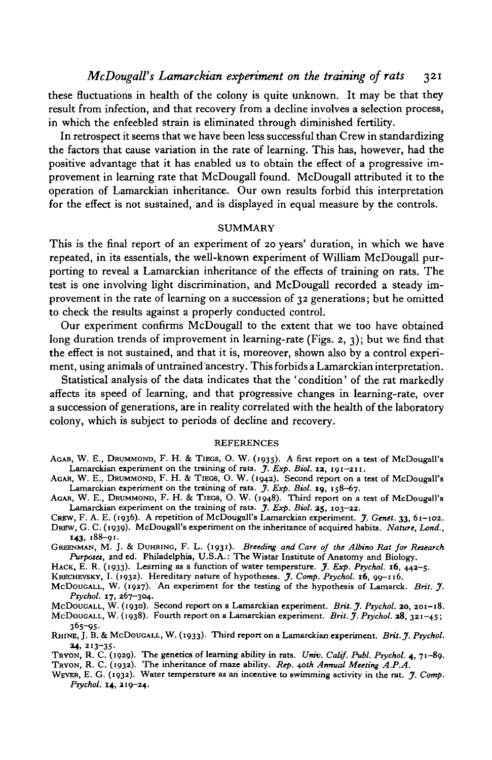these fluctuations in health of the colony is quite unknown. It may be that they result from infection, and that recovery from a decline involves a selection process, in which the enfeebled strain is eliminated through diminished fertility.

In retrospect it seems that we have been less successful than Crew in standardizing the factors that cause variation in the rate of learning. This has, however, had the positive advantage that it has enabled us to obtain the effect of a progressive improvement in learning rate that McDougall found. McDougall attributed it to the operation of Lamarckian inheritance. Our own results forbid this interpretation for the effect is not sustained, and is displayed in equal measure by the controls.

## SUMMARY

This is the final report of an experiment of 20 years' duration, in which we have repeated, in its essentials, the well-known experiment of William McDougall purporting to reveal a Lamarckian inheritance of the effects of training on rats. The test is one involving light discrimination, and McDougall recorded a steady improvement in the rate of learning on a succession of 32 generations; but he omitted to check the results against a properly conducted control.

Our experiment confirms McDougall to the extent that we too have obtained long duration trends of improvement in learning-rate (Figs. 2, 3); but we find that the effect is not sustained, and that it is, moreover, shown also by a control experiment, using animals of untrained ancestry. This forbids a Lamarckian interpretation.

Statistical analysis of the data indicates that the 'condition' of the rat markedly affects its speed of learning, and that progressive changes in learning-rate, over a succession of generations, are in reality correlated with the health of the laboratory colony, which is subject to periods of decline and recovery.

## REFERENCES

AGAR, W. E., DRUMMOND, F. H. & TIEGS, O. W. (1935). A first report on a test of McDougall's Lamarckian experiment on the training of rats. *J. Exp. Biol.* **12**, 191–211.

AGAR, W. E., DRUMMOND, F. H. & TIEGS, O. W. (1942). Second report on a test of McDougall's Lamarckian experiment on the training of rats. *J. Exp. Biol.* **19**, 158–67.

AGAR, W. E., DRUMMOND, F. H. & TIEGS, O. W. (1948). Third report on a test of McDougall's Lamarckian experiment on the training of rats. *J. Exp. Biol.* **25**, 103–22.

CREW, F. A. E. (1936). A repetition of McDougall's Lamarckian experiment. *J. Genet.* **33**, 61–102.

DREW, G. C. (1939). McDougall's experiment on the inheritance of acquired habits. *Nature, Lond.*, **143**, 188–91.

GREENMAN, M. J. & DUHRING, F. L. (1931). *Breeding and Care of the Albino Rat for Research Purposes*, 2nd ed. Philadelphia, U.S.A.: The Wistar Institute of Anatomy and Biology.

HACK, E. R. (1933). Learning as a function of water temperature. *J. Exp. Psychol.* **16**, 442–5.

KRECHEVSKY, I. (1932). Hereditary nature of hypotheses. *J. Comp. Psychol.* **16**, 99–116.

MCDOUGALL, W. (1927). An experiment for the testing of the hypothesis of Lamarck. *Brit. J. Psychol.* **17**, 267–304.

MCDOUGALL, W. (1930). Second report on a Lamarckian experiment. *Brit. J. Psychol.* **20**, 201–18.

MCDOUGALL, W. (1938). Fourth report on a Lamarckian experiment. *Brit. J. Psychol.* **28**, 321–45; 365–95.

RHINE, J. B. & MCDOUGALL, W. (1933). Third report on a Lamarckian experiment. *Brit. J. Psychol.* **24**, 213–35.

TRYON, R. C. (1929). The genetics of learning ability in rats. *Univ. Calif. Publ. Psychol.* **4**, 71–89.

TRYON, R. C. (1932). The inheritance of maze ability. *Rep. 40th Annual Meeting A.P.A.*

WEVER, E. G. (1932). Water temperature as an incentive to swimming activity in the rat. *J. Comp. Psychol.* **14**, 219–24.